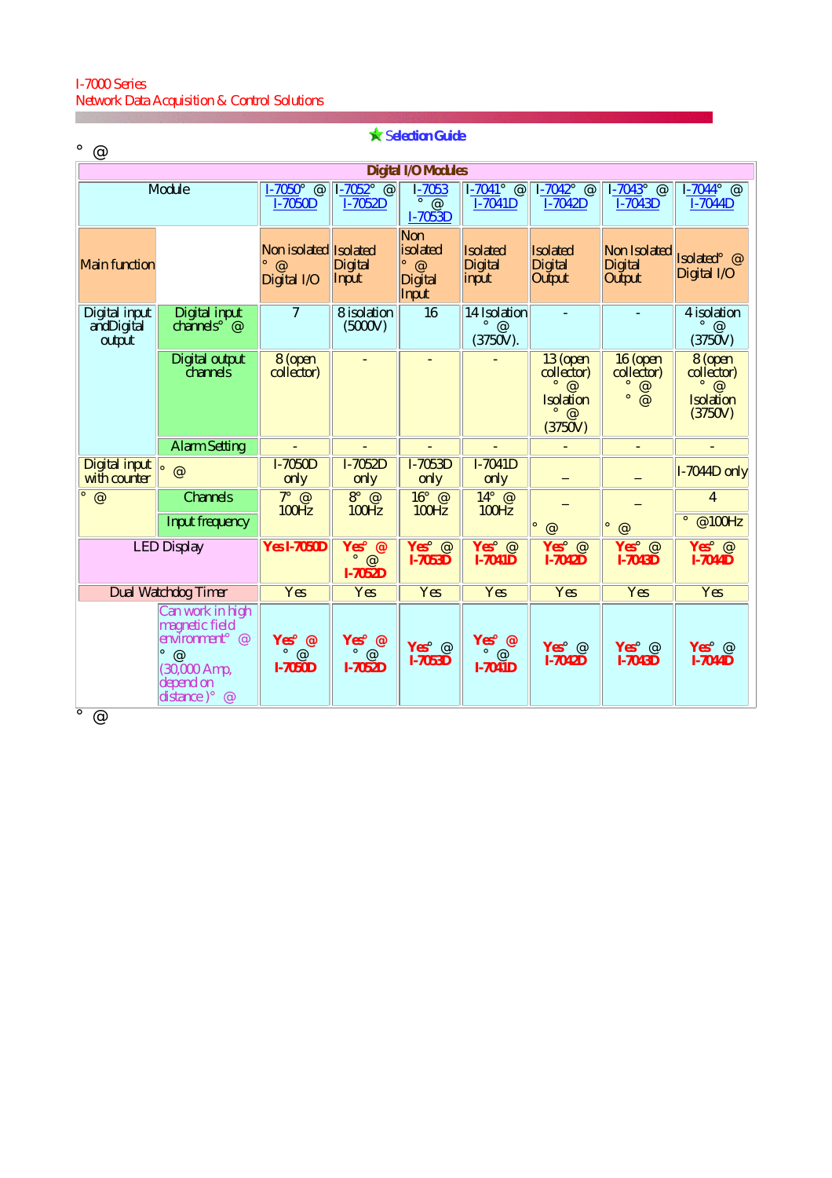I-7000 Series
Network Data Acquisition & Control Solutions

**Selection Guide**

° @

| Digital I/O Modules | | | | | | | | |
|---|---|---|---|---|---|---|---|---|
| Module | | I-7050° @ I-7050D | I-7052° @ I-7052D | I-7053 ° @ I-7053D | I-7041° @ I-7041D | I-7042° @ I-7042D | I-7043° @ I-7043D | I-7044° @ I-7044D |
| Main function | | Non isolated ° @ Digital I/O | Isolated Digital Input | Non isolated ° @ Digital Input | Isolated Digital input | Isolated Digital Output | Non Isolated Digital Output | Isolated° @ Digital I/O |
| Digital input andDigital output | Digital input channels° @ | 7 | 8 isolation (5000V) | 16 | 14 Isolation ° @ (3750V). | - | - | 4 isolation ° @ (3750V) |
| | Digital output channels | 8 (open collector) | - | - | - | 13 (open collector) ° @ Isolation ° @ (3750V) | 16 (open collector) ° @ ° @ | 8 (open collector) ° @ Isolation (3750V) |
| | Alarm Setting | - | - | - | - | - | - | - |
| Digital input with counter | ° @ | I-7050D only | I-7052D only | I-7053D only | I-7041D only | – | – | I-7044D only |
| ° @ | Channels | 7° @ 100Hz | 8° @ 100Hz | 16° @ 100Hz | 14° @ 100Hz | – ° @ | – ° @ | 4 |
| | Input frequency | | | | | | | ° @100Hz |
| LED Display | | **Yes I-7050D** | **Yes° @ ° @ I-7052D** | **Yes° @ I-7053D** | **Yes° @ I-7041D** | **Yes° @ I-7042D** | **Yes° @ I-7043D** | **Yes° @ I-7044D** |
| Dual Watchdog Timer | | Yes | Yes | Yes | Yes | Yes | Yes | Yes |
| | Can work in high magnetic field environment° @ ° @ (30,000 Amp, depend on distance )° @ | **Yes° @ ° @ I-7050D** | **Yes° @ ° @ I-7052D** | **Yes° @ I-7053D** | **Yes° @ ° @ I-7041D** | **Yes° @ I-7042D** | **Yes° @ I-7043D** | **Yes° @ I-7044D** |

° @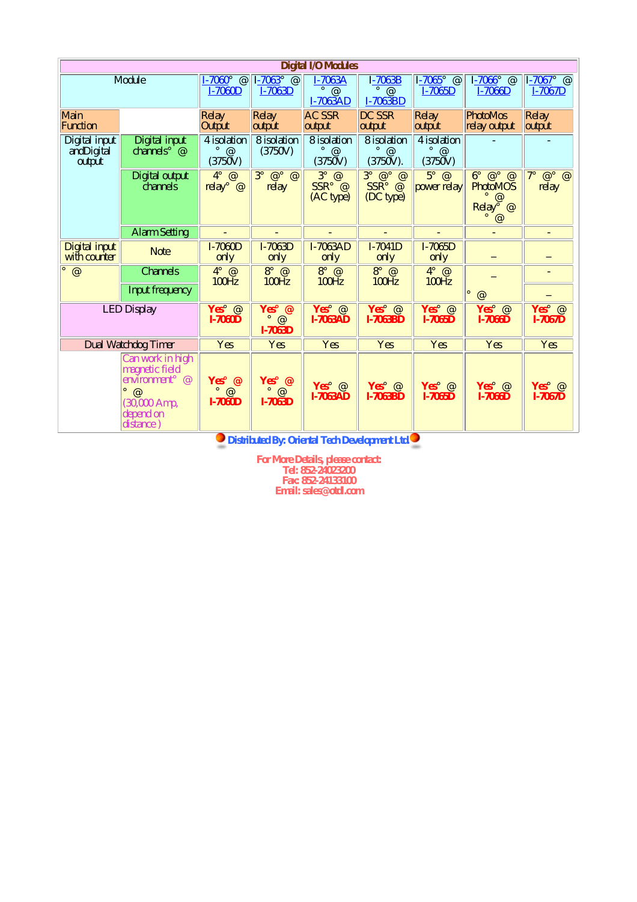| Digital I/O Modules | | | | | | | | |
|---|---|---|---|---|---|---|---|---|
| Module | | I-7060° @ I-7060D | I-7063° @ I-7063D | I-7063A ° @ I-7063AD | I-7063B ° @ I-7063BD | I-7065° @ I-7065D | I-7066° @ I-7066D | I-7067° @ I-7067D |
| Main Function | | Relay Output | Relay output | AC SSR output | DC SSR output | Relay output | PhotoMos relay output | Relay output |
| Digital input andDigital output | Digital input channels° @ | 4 isolation ° @ (3750V) | 8 isolation (3750V) | 8 isolation ° @ (3750V) | 8 isolation ° @ (3750V). | 4 isolation ° @ (3750V) | - | - |
| | Digital output channels | 4° @ relay° @ | 3° @° @ relay | 3° @ SSR° @ (AC type) | 3° @° @ SSR° @ (DC type) | 5° @ power relay | 6° @° @ PhotoMOS ° @ Relay° @ ° @ | 7° @° @ relay |
| | Alarm Setting | - | - | - | - | - | - | - |
| Digital input with counter | Note | I-7060D only | I-7063D only | I-7063AD only | I-7041D only | I-7065D only | – | – |
| ° @ | Channels | 4° @ 100Hz | 8° @ 100Hz | 8° @ 100Hz | 8° @ 100Hz | 4° @ 100Hz | – | - |
| | Input frequency | | | | | | ° @ | – |
| LED Display | | **Yes° @ I-7060D** | **Yes° @ ° @ I-7063D** | **Yes° @ I-7063AD** | **Yes° @ I-7063BD** | **Yes° @ I-7065D** | **Yes° @ I-7066D** | **Yes° @ I-7067D** |
| Dual Watchdog Timer | | Yes | Yes | Yes | Yes | Yes | Yes | Yes |
| | Can work in high magnetic field environment° @ ° @ (30,000 Amp, depend on distance ) | **Yes° @ ° @ I-7060D** | **Yes° @ ° @ I-7063D** | **Yes° @ I-7063AD** | **Yes° @ I-7063BD** | **Yes° @ I-7065D** | **Yes° @ I-7066D** | **Yes° @ I-7067D** |

**Distributed By: Oriental Tech Development Ltd**

**For More Details, please contact:**
**Tel: 852-24023200**
**Fax: 852-24133100**
**Email: sales@otdl.com**